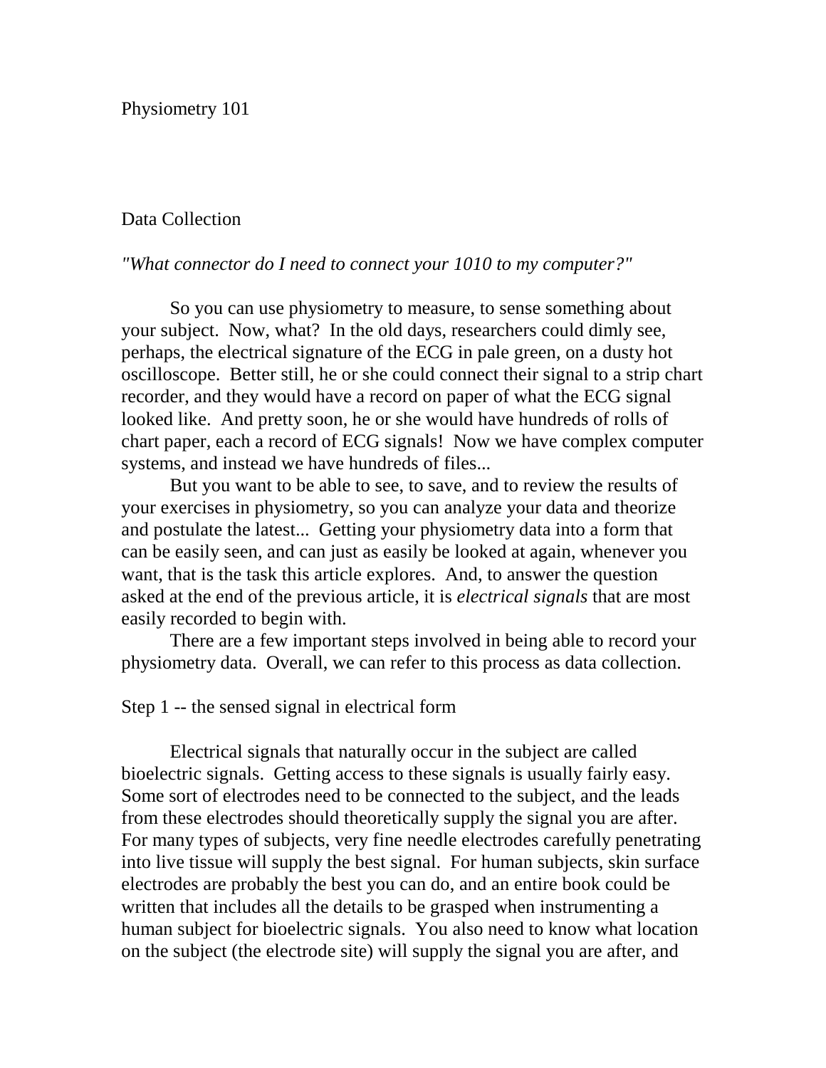# Physiometry 101

## Data Collection

*"What connector do I need to connect your 1010 to my computer?"*

So you can use physiometry to measure, to sense something about your subject. Now, what? In the old days, researchers could dimly see, perhaps, the electrical signature of the ECG in pale green, on a dusty hot oscilloscope. Better still, he or she could connect their signal to a strip chart recorder, and they would have a record on paper of what the ECG signal looked like. And pretty soon, he or she would have hundreds of rolls of chart paper, each a record of ECG signals! Now we have complex computer systems, and instead we have hundreds of files...

But you want to be able to see, to save, and to review the results of your exercises in physiometry, so you can analyze your data and theorize and postulate the latest... Getting your physiometry data into a form that can be easily seen, and can just as easily be looked at again, whenever you want, that is the task this article explores. And, to answer the question asked at the end of the previous article, it is *electrical signals* that are most easily recorded to begin with.

There are a few important steps involved in being able to record your physiometry data. Overall, we can refer to this process as data collection.

### Step 1 -- the sensed signal in electrical form

Electrical signals that naturally occur in the subject are called bioelectric signals. Getting access to these signals is usually fairly easy. Some sort of electrodes need to be connected to the subject, and the leads from these electrodes should theoretically supply the signal you are after. For many types of subjects, very fine needle electrodes carefully penetrating into live tissue will supply the best signal. For human subjects, skin surface electrodes are probably the best you can do, and an entire book could be written that includes all the details to be grasped when instrumenting a human subject for bioelectric signals. You also need to know what location on the subject (the electrode site) will supply the signal you are after, and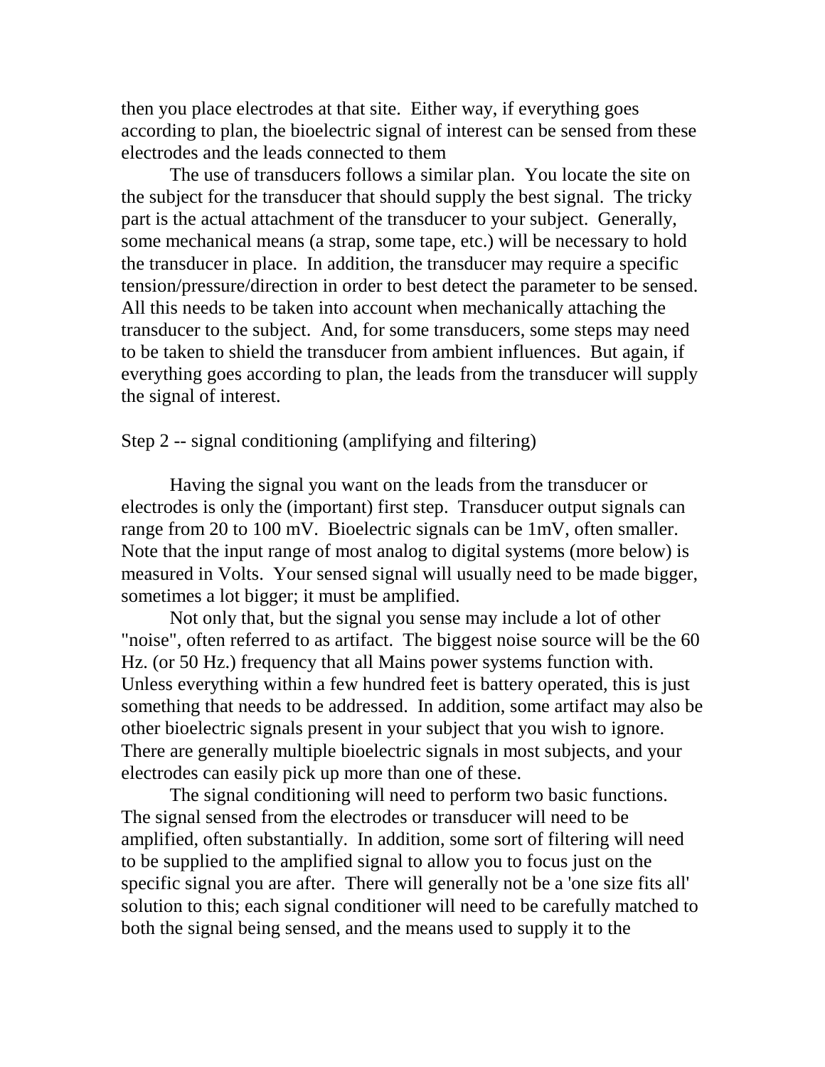then you place electrodes at that site. Either way, if everything goes according to plan, the bioelectric signal of interest can be sensed from these electrodes and the leads connected to them

The use of transducers follows a similar plan. You locate the site on the subject for the transducer that should supply the best signal. The tricky part is the actual attachment of the transducer to your subject. Generally, some mechanical means (a strap, some tape, etc.) will be necessary to hold the transducer in place. In addition, the transducer may require a specific tension/pressure/direction in order to best detect the parameter to be sensed. All this needs to be taken into account when mechanically attaching the transducer to the subject. And, for some transducers, some steps may need to be taken to shield the transducer from ambient influences. But again, if everything goes according to plan, the leads from the transducer will supply the signal of interest.

Step 2 -- signal conditioning (amplifying and filtering)

Having the signal you want on the leads from the transducer or electrodes is only the (important) first step. Transducer output signals can range from 20 to 100 mV. Bioelectric signals can be 1mV, often smaller. Note that the input range of most analog to digital systems (more below) is measured in Volts. Your sensed signal will usually need to be made bigger, sometimes a lot bigger; it must be amplified.

Not only that, but the signal you sense may include a lot of other "noise", often referred to as artifact. The biggest noise source will be the 60 Hz. (or 50 Hz.) frequency that all Mains power systems function with. Unless everything within a few hundred feet is battery operated, this is just something that needs to be addressed. In addition, some artifact may also be other bioelectric signals present in your subject that you wish to ignore. There are generally multiple bioelectric signals in most subjects, and your electrodes can easily pick up more than one of these.

The signal conditioning will need to perform two basic functions. The signal sensed from the electrodes or transducer will need to be amplified, often substantially. In addition, some sort of filtering will need to be supplied to the amplified signal to allow you to focus just on the specific signal you are after. There will generally not be a 'one size fits all' solution to this; each signal conditioner will need to be carefully matched to both the signal being sensed, and the means used to supply it to the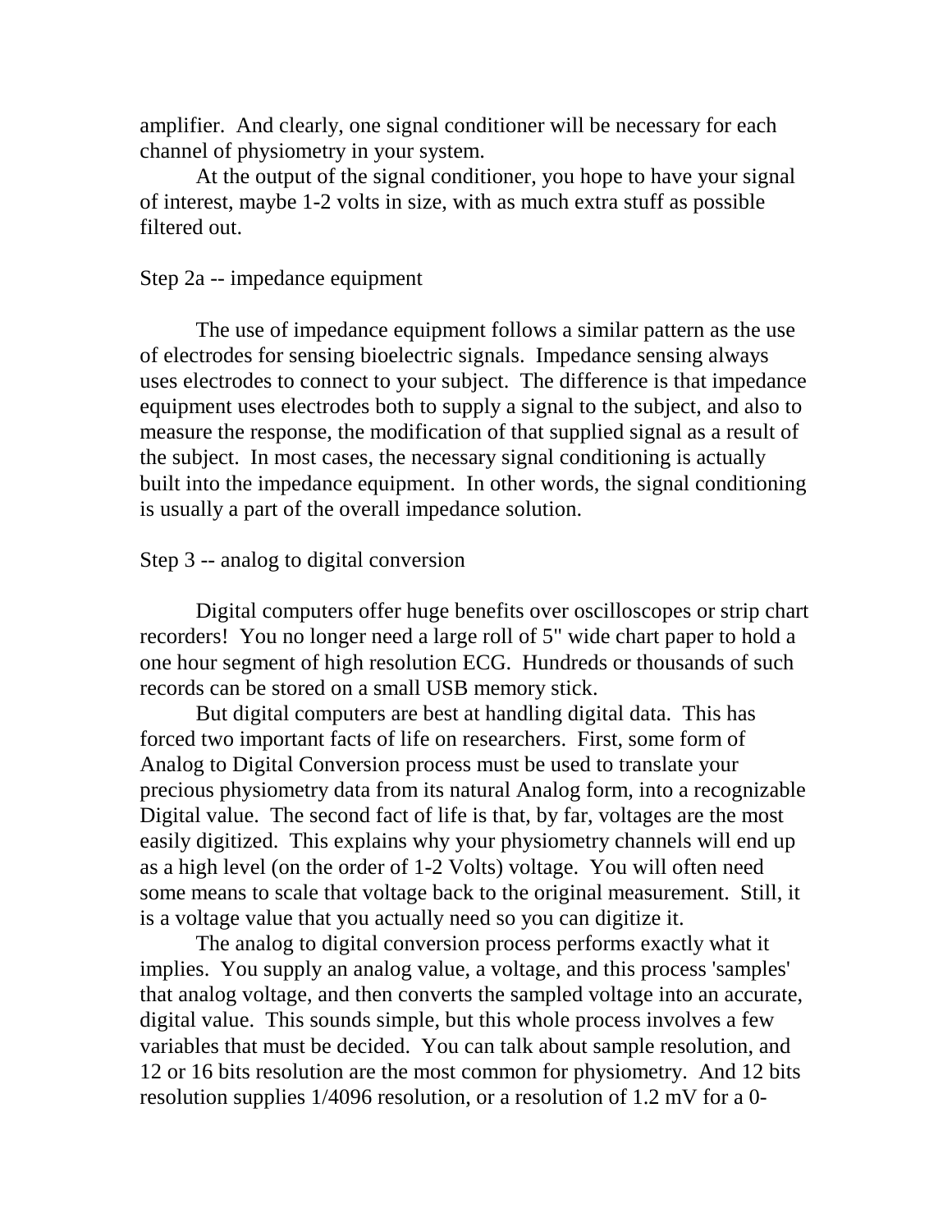amplifier. And clearly, one signal conditioner will be necessary for each channel of physiometry in your system.

At the output of the signal conditioner, you hope to have your signal of interest, maybe 1-2 volts in size, with as much extra stuff as possible filtered out.

Step 2a -- impedance equipment

The use of impedance equipment follows a similar pattern as the use of electrodes for sensing bioelectric signals. Impedance sensing always uses electrodes to connect to your subject. The difference is that impedance equipment uses electrodes both to supply a signal to the subject, and also to measure the response, the modification of that supplied signal as a result of the subject. In most cases, the necessary signal conditioning is actually built into the impedance equipment. In other words, the signal conditioning is usually a part of the overall impedance solution.

Step 3 -- analog to digital conversion

Digital computers offer huge benefits over oscilloscopes or strip chart recorders! You no longer need a large roll of 5" wide chart paper to hold a one hour segment of high resolution ECG. Hundreds or thousands of such records can be stored on a small USB memory stick.

But digital computers are best at handling digital data. This has forced two important facts of life on researchers. First, some form of Analog to Digital Conversion process must be used to translate your precious physiometry data from its natural Analog form, into a recognizable Digital value. The second fact of life is that, by far, voltages are the most easily digitized. This explains why your physiometry channels will end up as a high level (on the order of 1-2 Volts) voltage. You will often need some means to scale that voltage back to the original measurement. Still, it is a voltage value that you actually need so you can digitize it.

The analog to digital conversion process performs exactly what it implies. You supply an analog value, a voltage, and this process 'samples' that analog voltage, and then converts the sampled voltage into an accurate, digital value. This sounds simple, but this whole process involves a few variables that must be decided. You can talk about sample resolution, and 12 or 16 bits resolution are the most common for physiometry. And 12 bits resolution supplies 1/4096 resolution, or a resolution of 1.2 mV for a 0-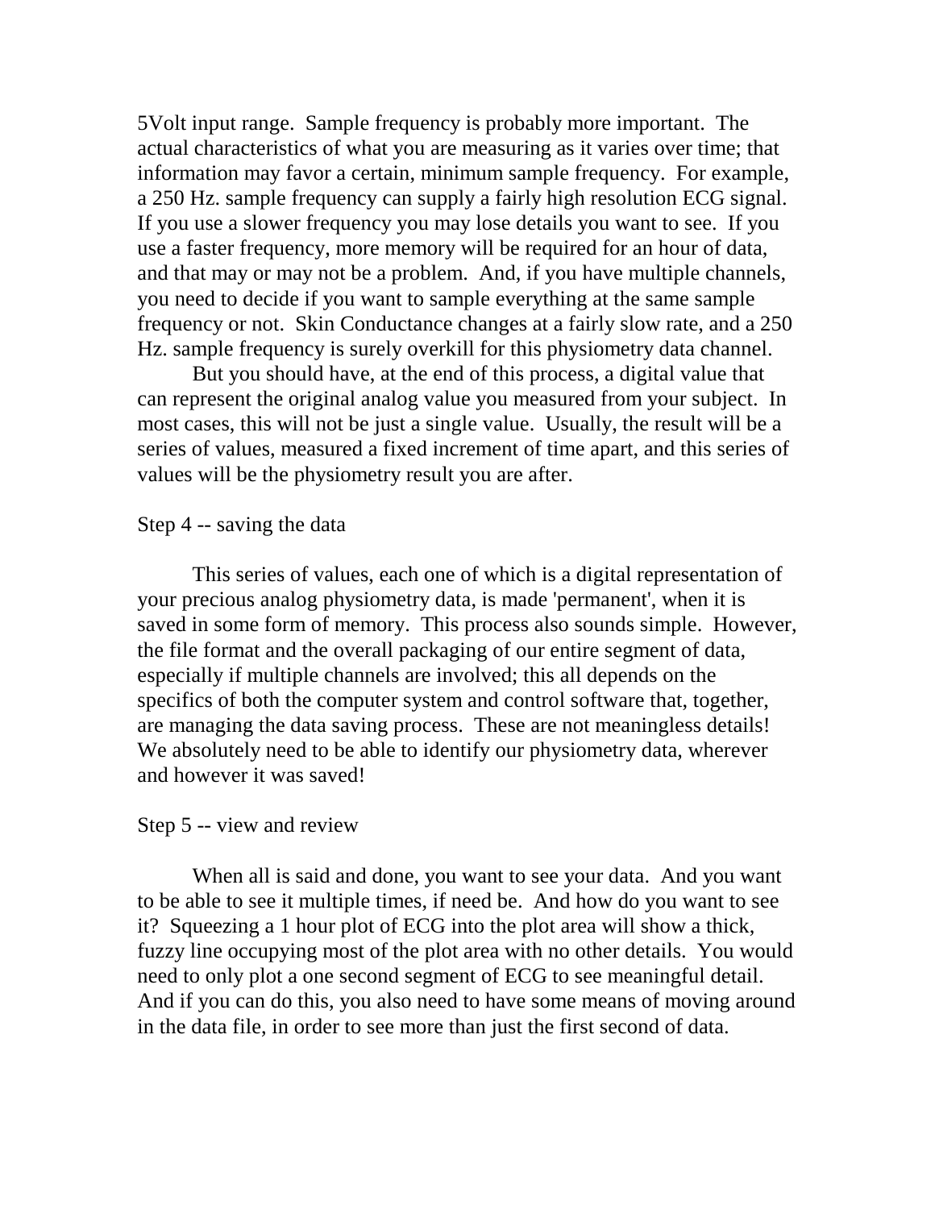5Volt input range. Sample frequency is probably more important. The actual characteristics of what you are measuring as it varies over time; that information may favor a certain, minimum sample frequency. For example, a 250 Hz. sample frequency can supply a fairly high resolution ECG signal. If you use a slower frequency you may lose details you want to see. If you use a faster frequency, more memory will be required for an hour of data, and that may or may not be a problem. And, if you have multiple channels, you need to decide if you want to sample everything at the same sample frequency or not. Skin Conductance changes at a fairly slow rate, and a 250 Hz. sample frequency is surely overkill for this physiometry data channel.

But you should have, at the end of this process, a digital value that can represent the original analog value you measured from your subject. In most cases, this will not be just a single value. Usually, the result will be a series of values, measured a fixed increment of time apart, and this series of values will be the physiometry result you are after.

Step 4 -- saving the data

This series of values, each one of which is a digital representation of your precious analog physiometry data, is made 'permanent', when it is saved in some form of memory. This process also sounds simple. However, the file format and the overall packaging of our entire segment of data, especially if multiple channels are involved; this all depends on the specifics of both the computer system and control software that, together, are managing the data saving process. These are not meaningless details! We absolutely need to be able to identify our physiometry data, wherever and however it was saved!

Step 5 -- view and review

When all is said and done, you want to see your data. And you want to be able to see it multiple times, if need be. And how do you want to see it? Squeezing a 1 hour plot of ECG into the plot area will show a thick, fuzzy line occupying most of the plot area with no other details. You would need to only plot a one second segment of ECG to see meaningful detail. And if you can do this, you also need to have some means of moving around in the data file, in order to see more than just the first second of data.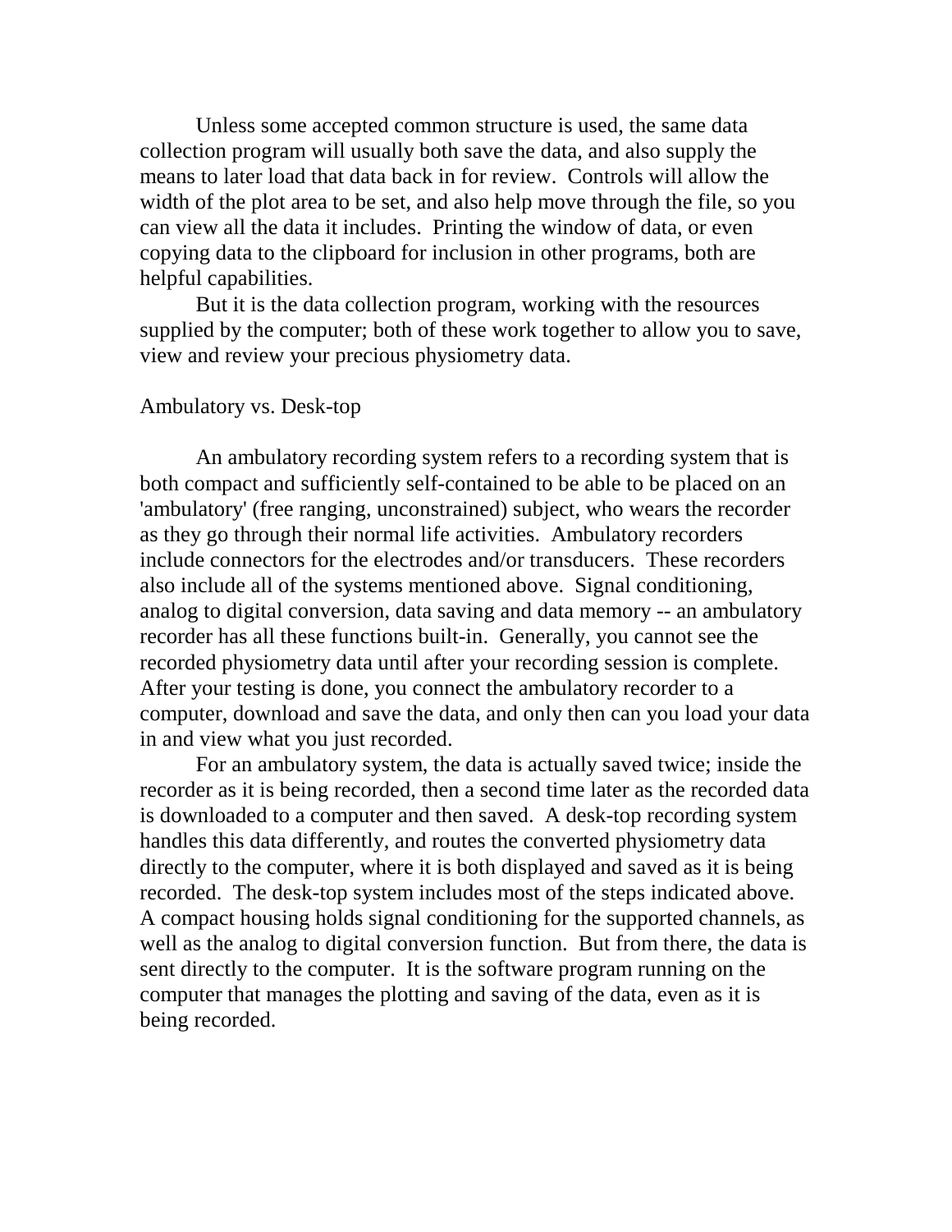Unless some accepted common structure is used, the same data collection program will usually both save the data, and also supply the means to later load that data back in for review. Controls will allow the width of the plot area to be set, and also help move through the file, so you can view all the data it includes. Printing the window of data, or even copying data to the clipboard for inclusion in other programs, both are helpful capabilities.

But it is the data collection program, working with the resources supplied by the computer; both of these work together to allow you to save, view and review your precious physiometry data.

## Ambulatory vs. Desk-top

An ambulatory recording system refers to a recording system that is both compact and sufficiently self-contained to be able to be placed on an 'ambulatory' (free ranging, unconstrained) subject, who wears the recorder as they go through their normal life activities. Ambulatory recorders include connectors for the electrodes and/or transducers. These recorders also include all of the systems mentioned above. Signal conditioning, analog to digital conversion, data saving and data memory -- an ambulatory recorder has all these functions built-in. Generally, you cannot see the recorded physiometry data until after your recording session is complete. After your testing is done, you connect the ambulatory recorder to a computer, download and save the data, and only then can you load your data in and view what you just recorded.

For an ambulatory system, the data is actually saved twice; inside the recorder as it is being recorded, then a second time later as the recorded data is downloaded to a computer and then saved. A desk-top recording system handles this data differently, and routes the converted physiometry data directly to the computer, where it is both displayed and saved as it is being recorded. The desk-top system includes most of the steps indicated above. A compact housing holds signal conditioning for the supported channels, as well as the analog to digital conversion function. But from there, the data is sent directly to the computer. It is the software program running on the computer that manages the plotting and saving of the data, even as it is being recorded.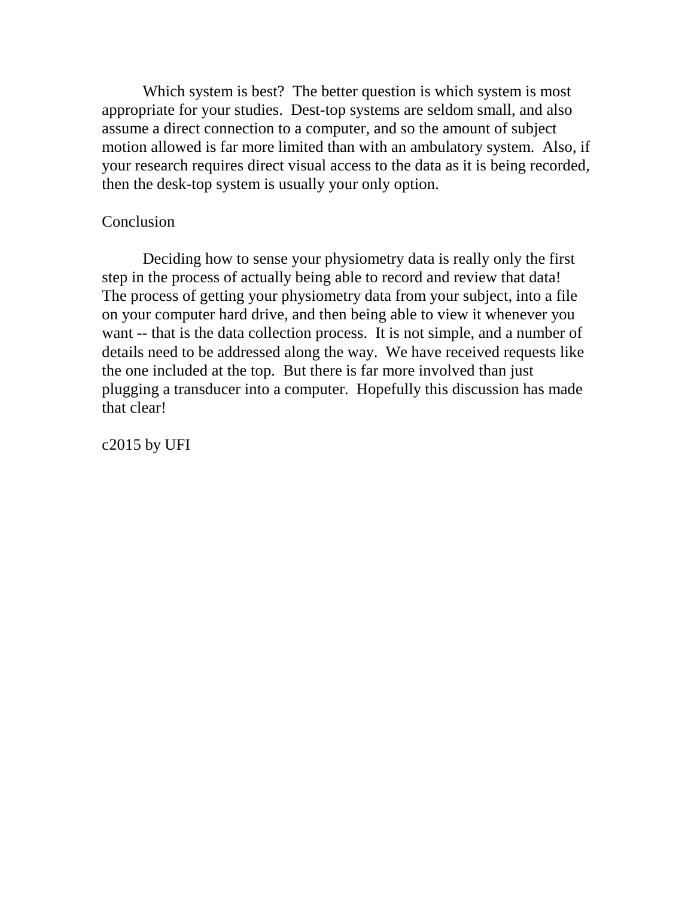Which system is best? The better question is which system is most appropriate for your studies. Dest-top systems are seldom small, and also assume a direct connection to a computer, and so the amount of subject motion allowed is far more limited than with an ambulatory system. Also, if your research requires direct visual access to the data as it is being recorded, then the desk-top system is usually your only option.

## Conclusion

Deciding how to sense your physiometry data is really only the first step in the process of actually being able to record and review that data! The process of getting your physiometry data from your subject, into a file on your computer hard drive, and then being able to view it whenever you want -- that is the data collection process. It is not simple, and a number of details need to be addressed along the way. We have received requests like the one included at the top. But there is far more involved than just plugging a transducer into a computer. Hopefully this discussion has made that clear!

c2015 by UFI